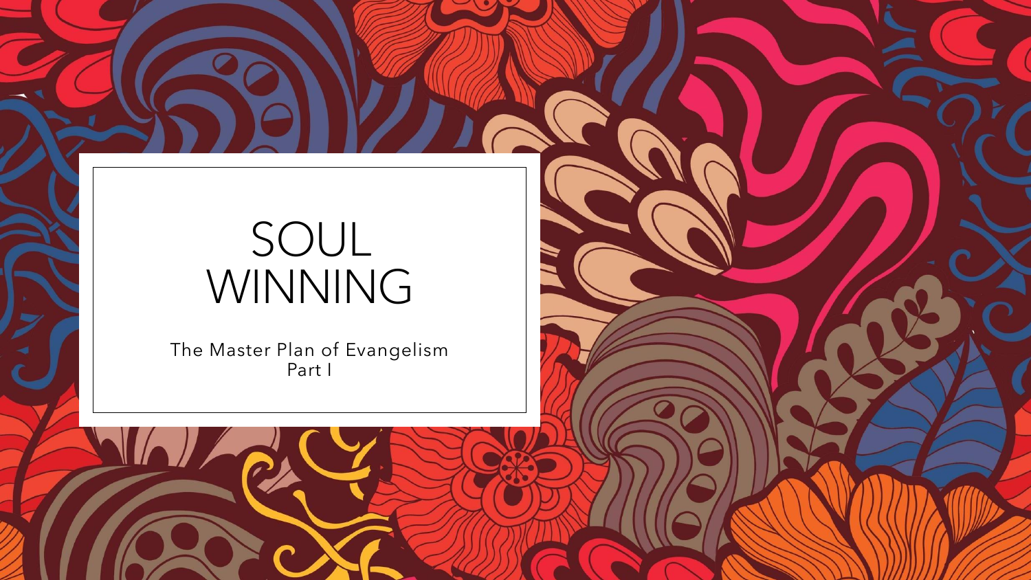# SOUL WINNING

The Master Plan of Evangelism
Part I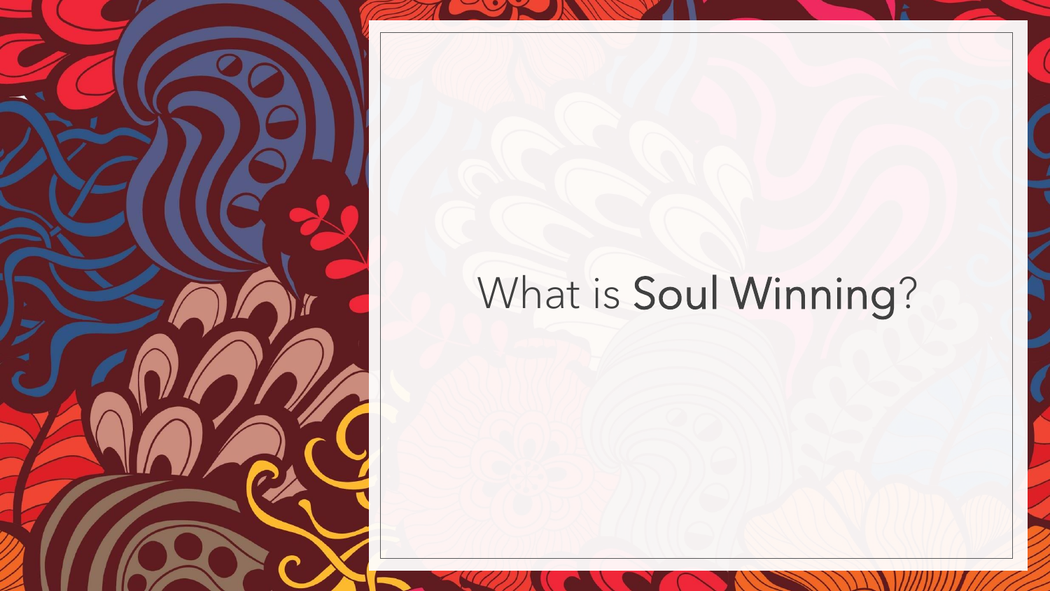# What is **Soul Winning**?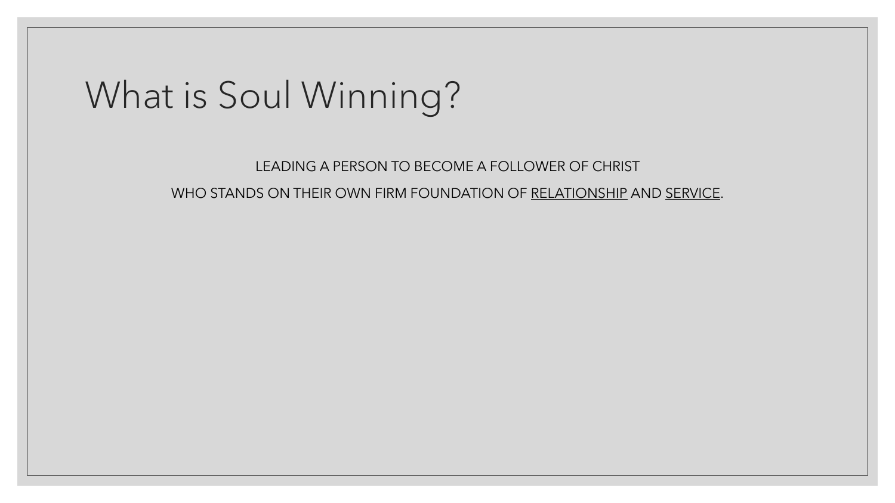# What is Soul Winning?

LEADING A PERSON TO BECOME A FOLLOWER OF CHRIST

WHO STANDS ON THEIR OWN FIRM FOUNDATION OF <u>RELATIONSHIP</u> AND <u>SERVICE</u>.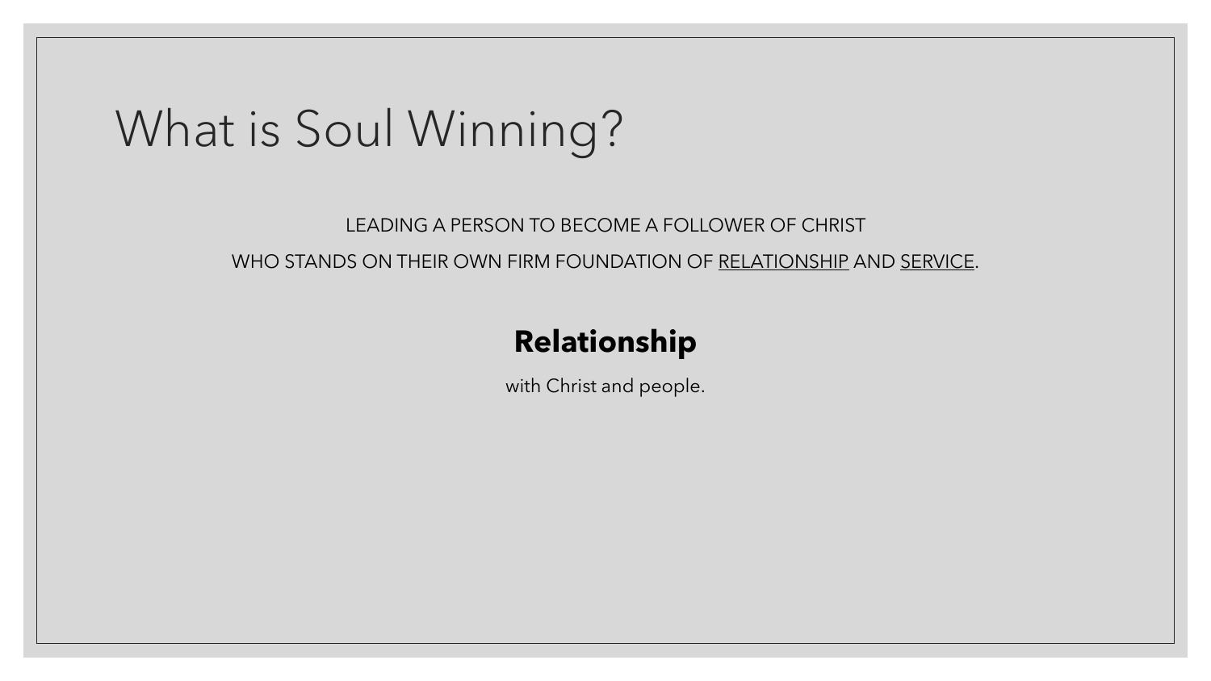# What is Soul Winning?

LEADING A PERSON TO BECOME A FOLLOWER OF CHRIST

WHO STANDS ON THEIR OWN FIRM FOUNDATION OF RELATIONSHIP AND SERVICE.

**Relationship**

with Christ and people.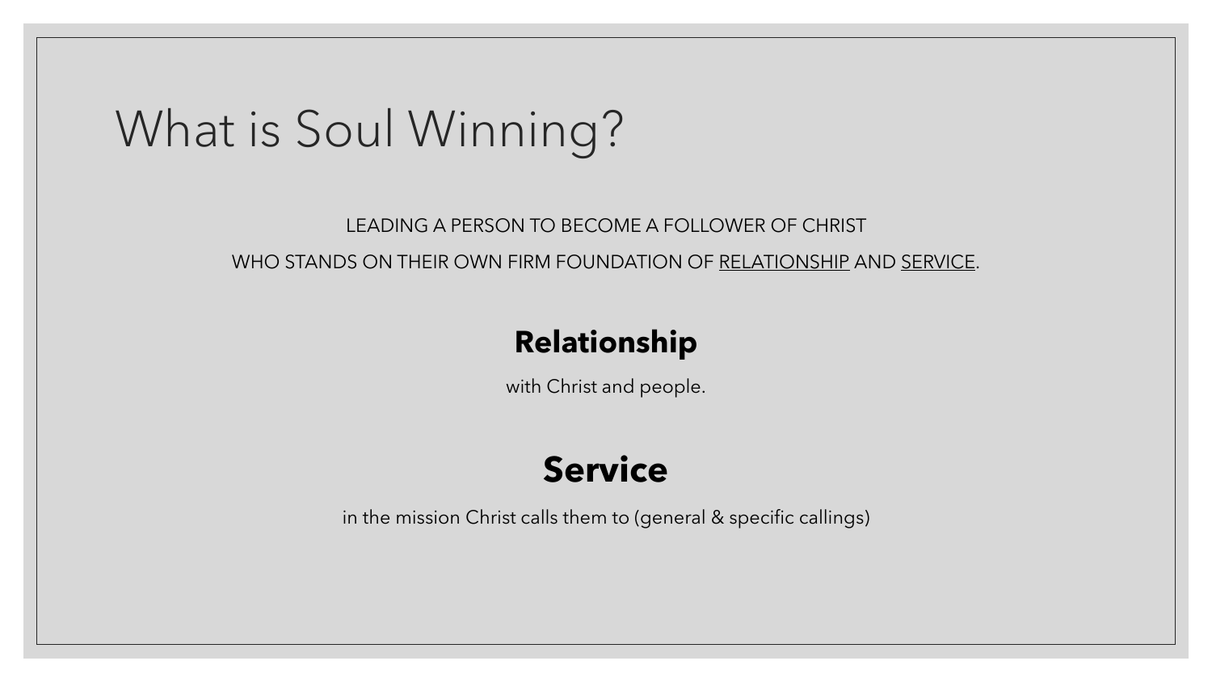# What is Soul Winning?

LEADING A PERSON TO BECOME A FOLLOWER OF CHRIST

WHO STANDS ON THEIR OWN FIRM FOUNDATION OF <u>RELATIONSHIP</u> AND <u>SERVICE</u>.

**Relationship**

with Christ and people.

**Service**

in the mission Christ calls them to (general & specific callings)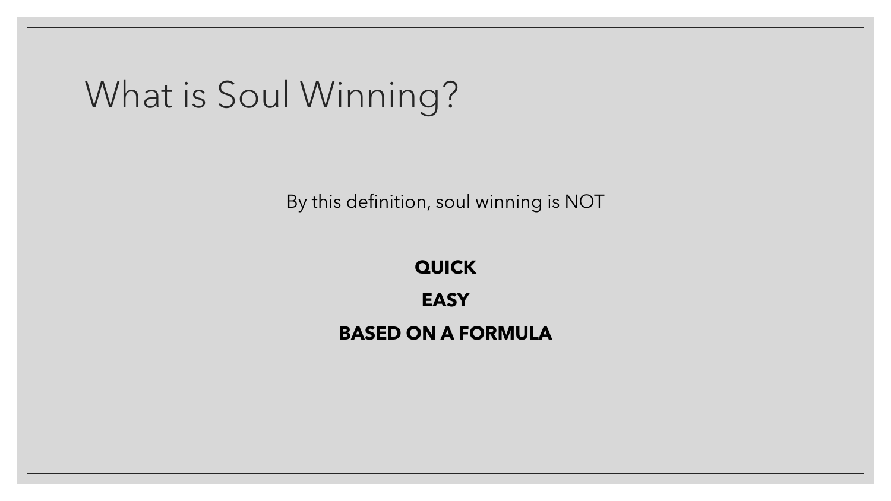# What is Soul Winning?

By this definition, soul winning is NOT

**QUICK**

**EASY**

**BASED ON A FORMULA**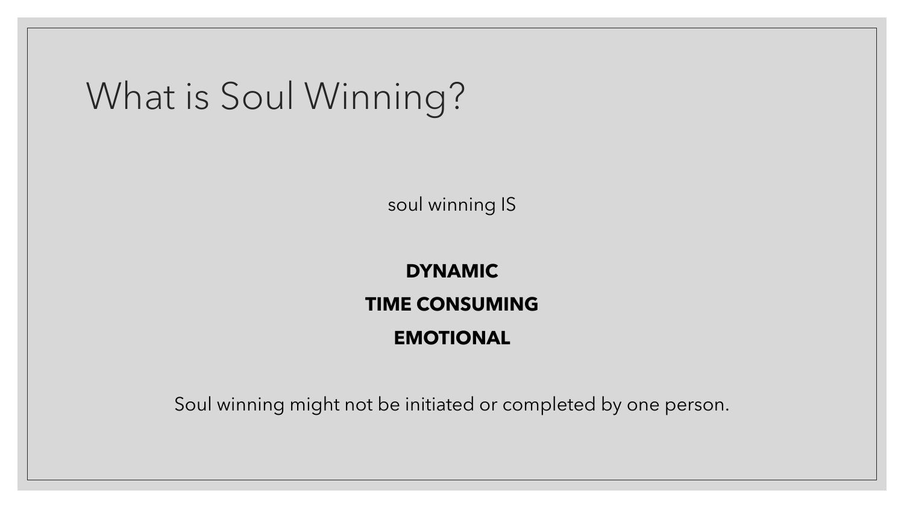# What is Soul Winning?

soul winning IS

**DYNAMIC**

**TIME CONSUMING**

**EMOTIONAL**

Soul winning might not be initiated or completed by one person.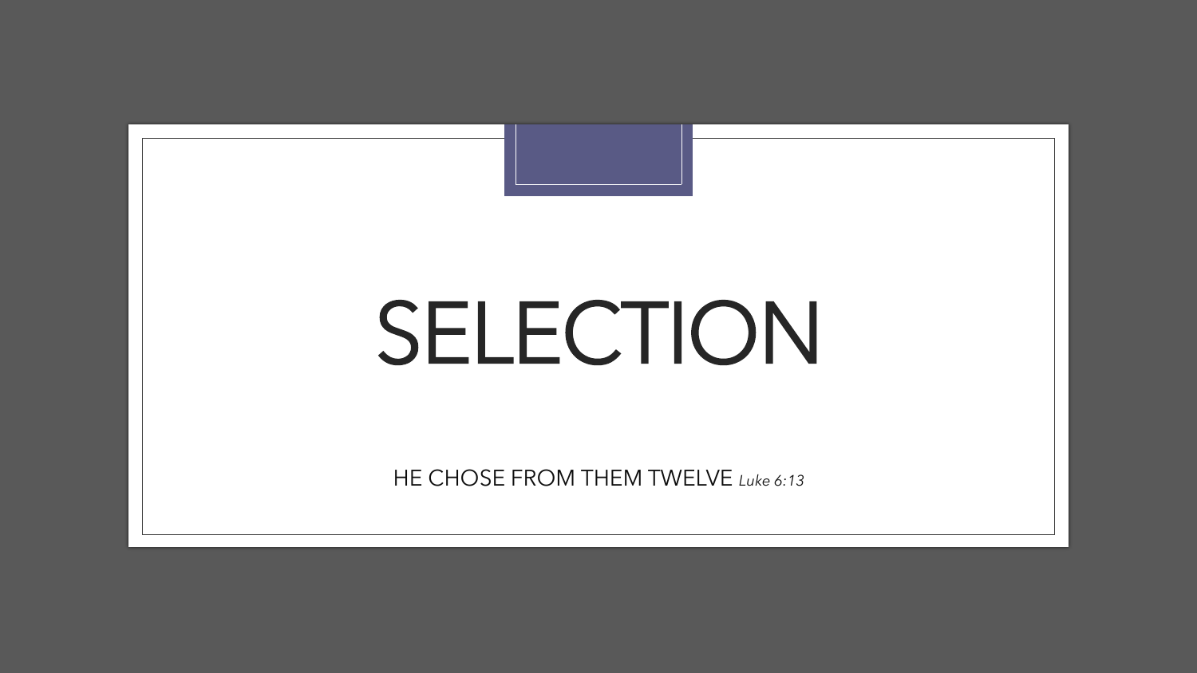# SELECTION

HE CHOSE FROM THEM TWELVE *Luke 6:13*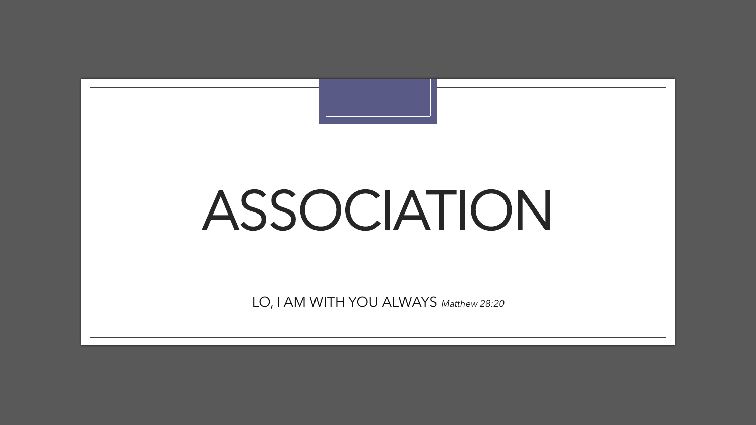# ASSOCIATION

LO, I AM WITH YOU ALWAYS *Matthew 28:20*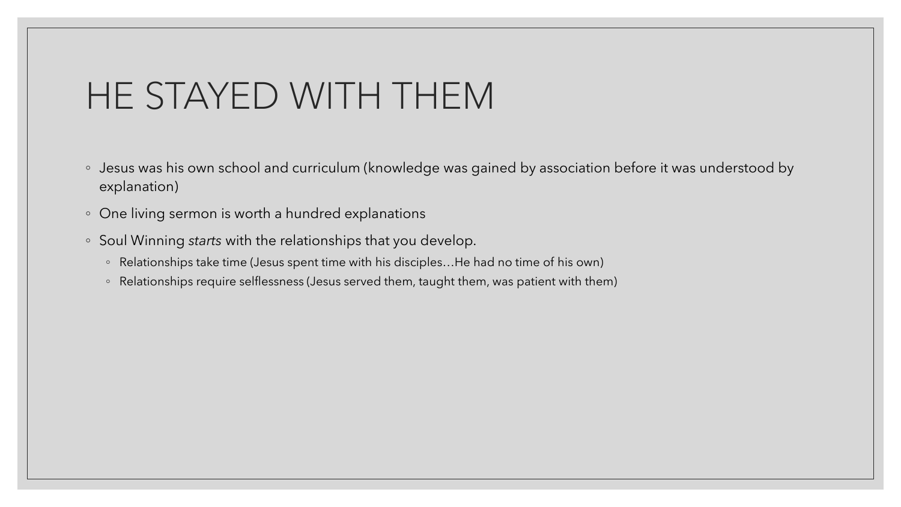# HE STAYED WITH THEM

- Jesus was his own school and curriculum (knowledge was gained by association before it was understood by explanation)
- One living sermon is worth a hundred explanations
- Soul Winning *starts* with the relationships that you develop.
  - Relationships take time (Jesus spent time with his disciples…He had no time of his own)
  - Relationships require selflessness (Jesus served them, taught them, was patient with them)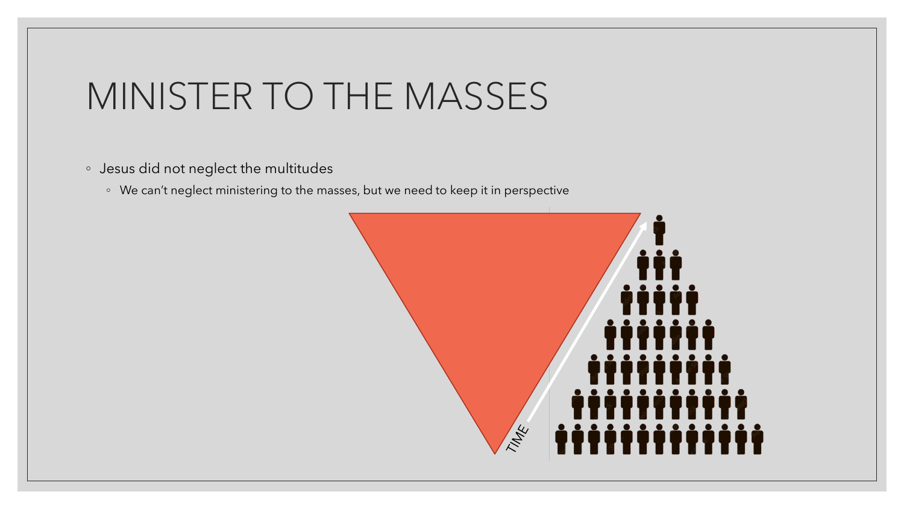# MINISTER TO THE MASSES

- Jesus did not neglect the multitudes
  - We can't neglect ministering to the masses, but we need to keep it in perspective

TIME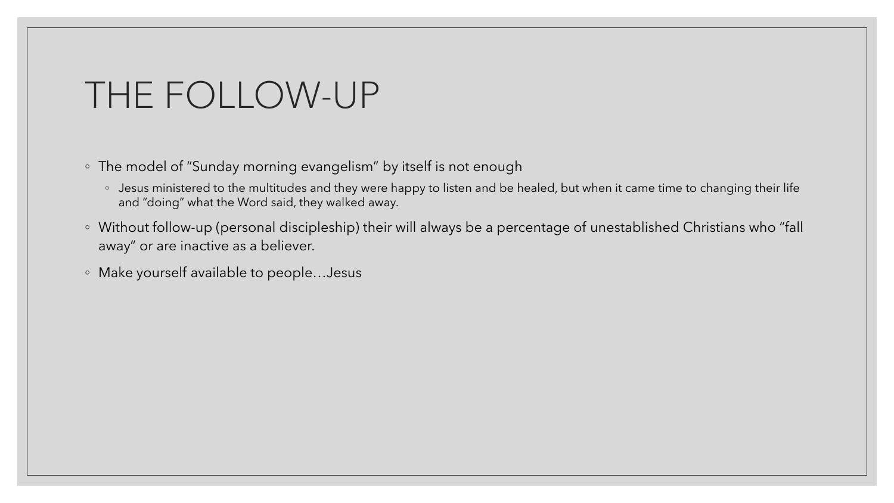# THE FOLLOW-UP

- The model of "Sunday morning evangelism" by itself is not enough
  - Jesus ministered to the multitudes and they were happy to listen and be healed, but when it came time to changing their life and "doing" what the Word said, they walked away.
- Without follow-up (personal discipleship) their will always be a percentage of unestablished Christians who "fall away" or are inactive as a believer.
- Make yourself available to people…Jesus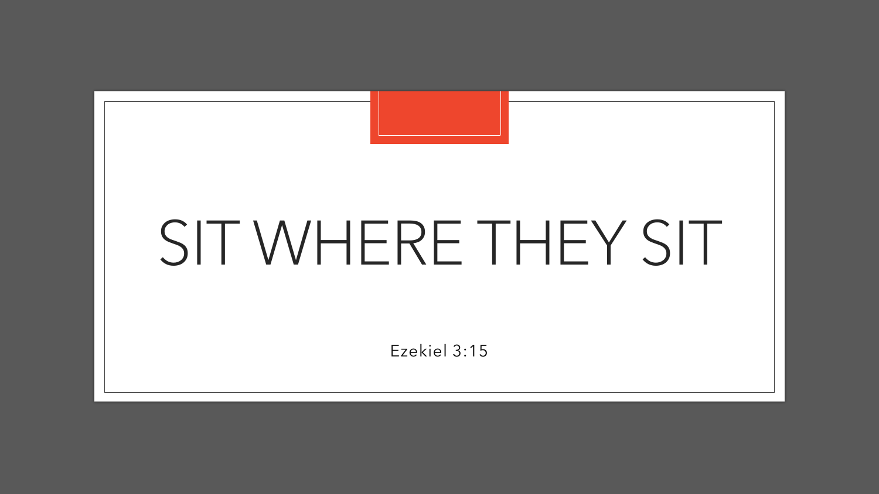# SIT WHERE THEY SIT

Ezekiel 3:15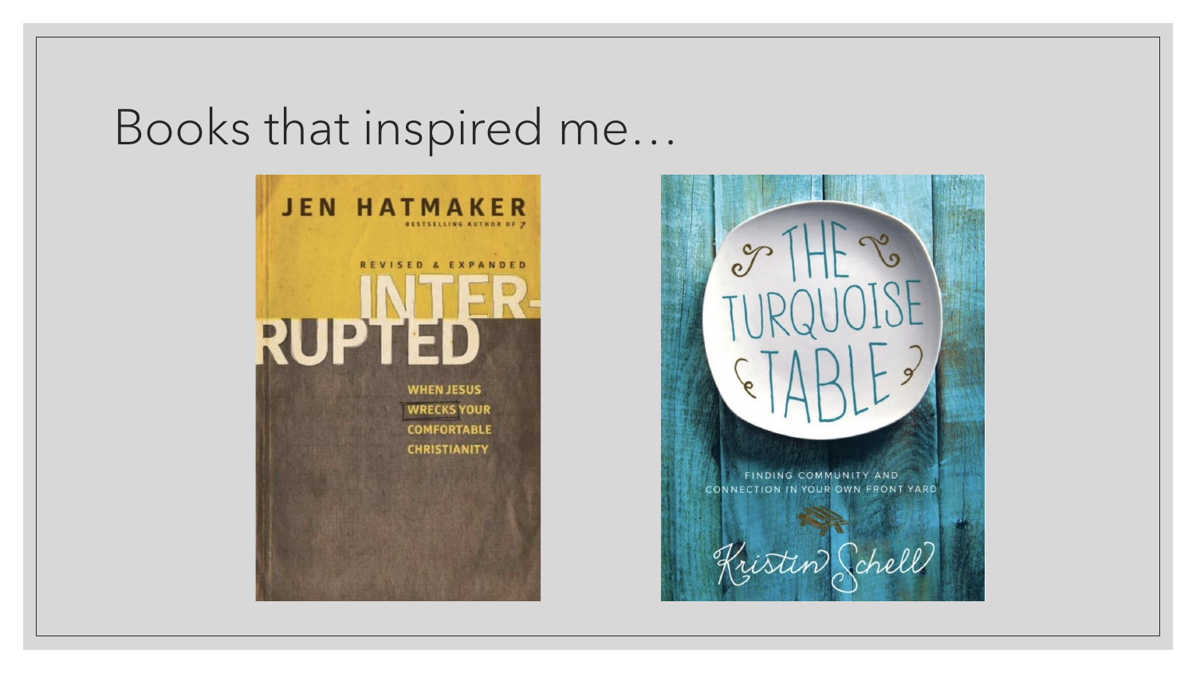# Books that inspired me…

JEN HATMAKER

BESTSELLING AUTHOR OF 7

REVISED & EXPANDED

INTERRUPTED

WHEN JESUS WRECKS YOUR COMFORTABLE CHRISTIANITY

THE TURQUOISE TABLE

FINDING COMMUNITY AND CONNECTION IN YOUR OWN FRONT YARD

Kristin Schell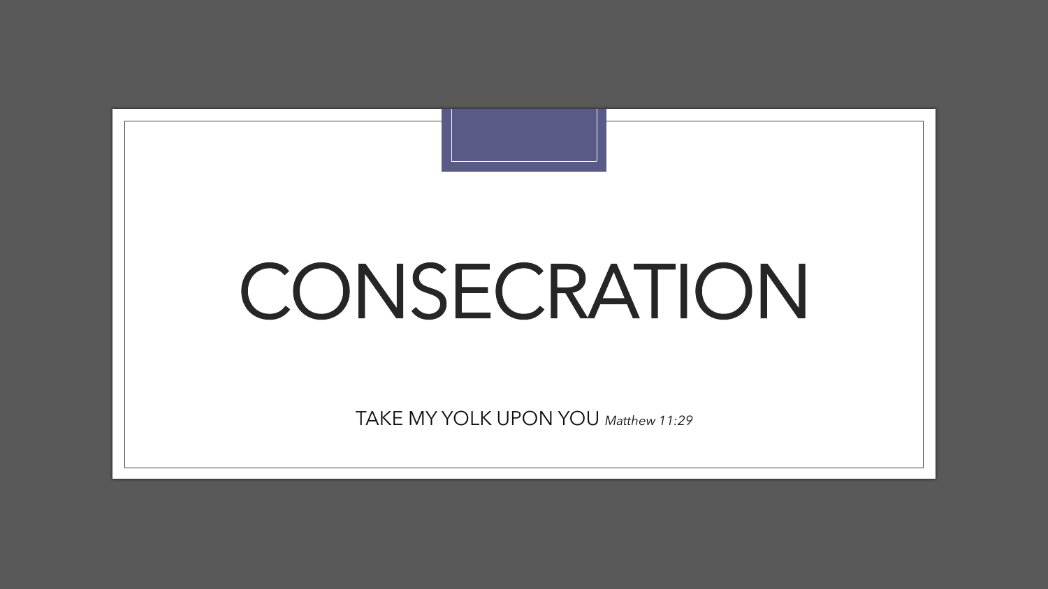# CONSECRATION

TAKE MY YOLK UPON YOU *Matthew 11:29*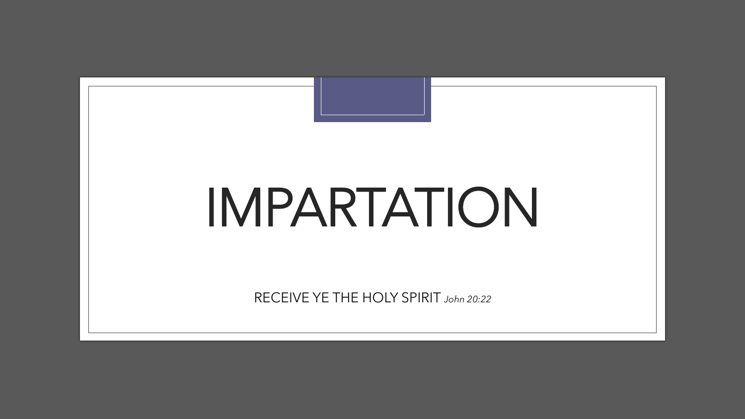# IMPARTATION

RECEIVE YE THE HOLY SPIRIT *John 20:22*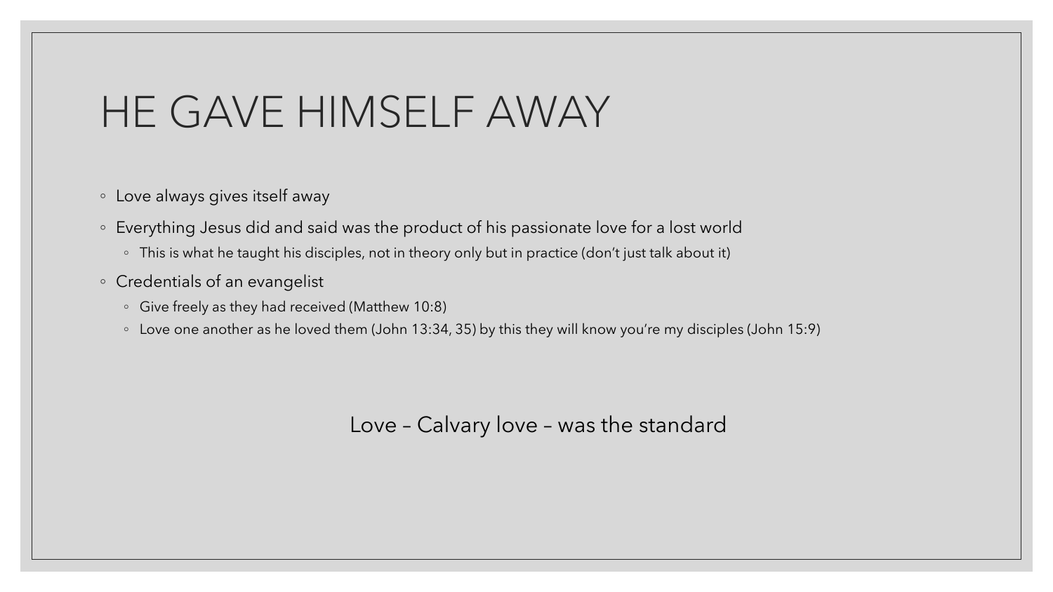# HE GAVE HIMSELF AWAY

- Love always gives itself away
- Everything Jesus did and said was the product of his passionate love for a lost world
  - This is what he taught his disciples, not in theory only but in practice (don't just talk about it)
- Credentials of an evangelist
  - Give freely as they had received (Matthew 10:8)
  - Love one another as he loved them (John 13:34, 35) by this they will know you're my disciples (John 15:9)

Love – Calvary love – was the standard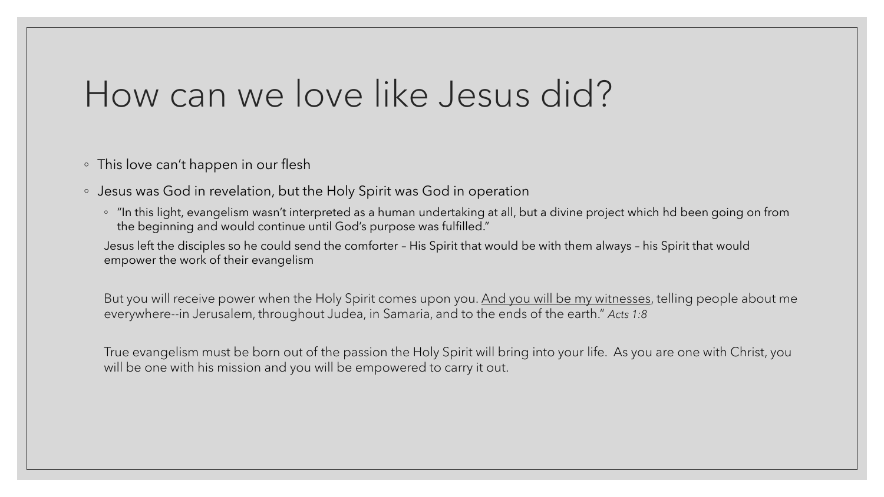# How can we love like Jesus did?

- This love can't happen in our flesh
- Jesus was God in revelation, but the Holy Spirit was God in operation
  - "In this light, evangelism wasn't interpreted as a human undertaking at all, but a divine project which hd been going on from the beginning and would continue until God's purpose was fulfilled."

  Jesus left the disciples so he could send the comforter – His Spirit that would be with them always – his Spirit that would empower the work of their evangelism

  But you will receive power when the Holy Spirit comes upon you. <u>And you will be my witnesses</u>, telling people about me everywhere--in Jerusalem, throughout Judea, in Samaria, and to the ends of the earth." *Acts 1:8*

  True evangelism must be born out of the passion the Holy Spirit will bring into your life. As you are one with Christ, you will be one with his mission and you will be empowered to carry it out.